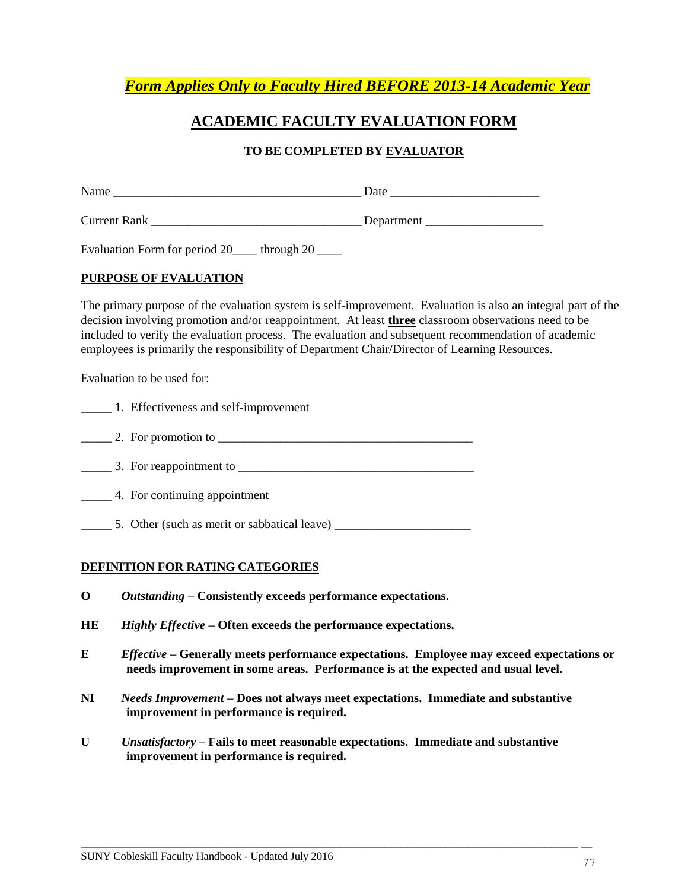***Form Applies Only to Faculty Hired BEFORE 2013-14 Academic Year***

# ACADEMIC FACULTY EVALUATION FORM

**TO BE COMPLETED BY EVALUATOR**

Name ________________________________________ Date ________________________

Current Rank __________________________________ Department ___________________

Evaluation Form for period 20____ through 20 ____

**PURPOSE OF EVALUATION**

The primary purpose of the evaluation system is self-improvement. Evaluation is also an integral part of the decision involving promotion and/or reappointment. At least **three** classroom observations need to be included to verify the evaluation process. The evaluation and subsequent recommendation of academic employees is primarily the responsibility of Department Chair/Director of Learning Resources.

Evaluation to be used for:

_____ 1. Effectiveness and self-improvement

_____ 2. For promotion to _________________________________________

_____ 3. For reappointment to ______________________________________

_____ 4. For continuing appointment

_____ 5. Other (such as merit or sabbatical leave) ______________________

**DEFINITION FOR RATING CATEGORIES**

**O** *Outstanding* **– Consistently exceeds performance expectations.**

**HE** *Highly Effective* **– Often exceeds the performance expectations.**

**E** *Effective* **– Generally meets performance expectations. Employee may exceed expectations or needs improvement in some areas. Performance is at the expected and usual level.**

**NI** *Needs Improvement* **– Does not always meet expectations. Immediate and substantive improvement in performance is required.**

**U** *Unsatisfactory* **– Fails to meet reasonable expectations. Immediate and substantive improvement in performance is required.**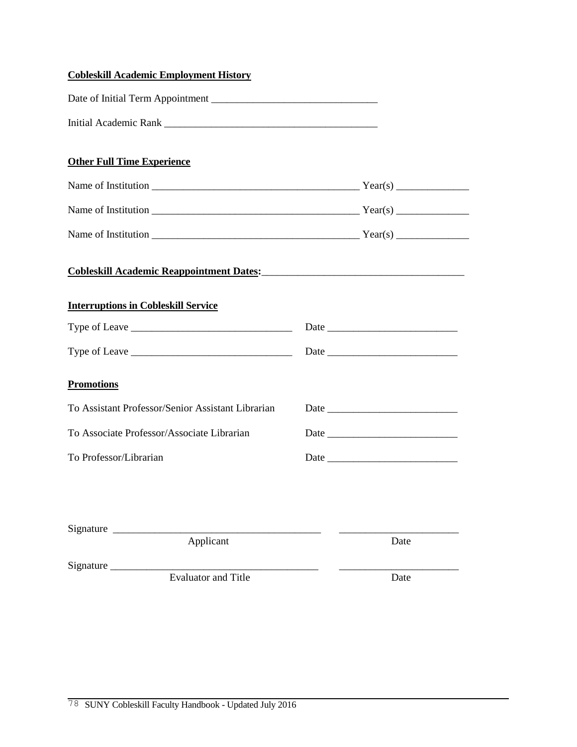**Cobleskill Academic Employment History**

Date of Initial Term Appointment ______________________________

Initial Academic Rank ________________________________________

**Other Full Time Experience**

Name of Institution ______________________________________ Year(s) _____________

Name of Institution ______________________________________ Year(s) _____________

Name of Institution ______________________________________ Year(s) _____________

**Cobleskill Academic Reappointment Dates:**_____________________________________

**Interruptions in Cobleskill Service**

Type of Leave ______________________________ Date ________________________

Type of Leave ______________________________ Date ________________________

**Promotions**

To Assistant Professor/Senior Assistant Librarian Date ________________________

To Associate Professor/Associate Librarian Date ________________________

To Professor/Librarian Date ________________________

Signature ______________________________________ ______________________
Applicant Date

Signature ______________________________________ ______________________
Evaluator and Title Date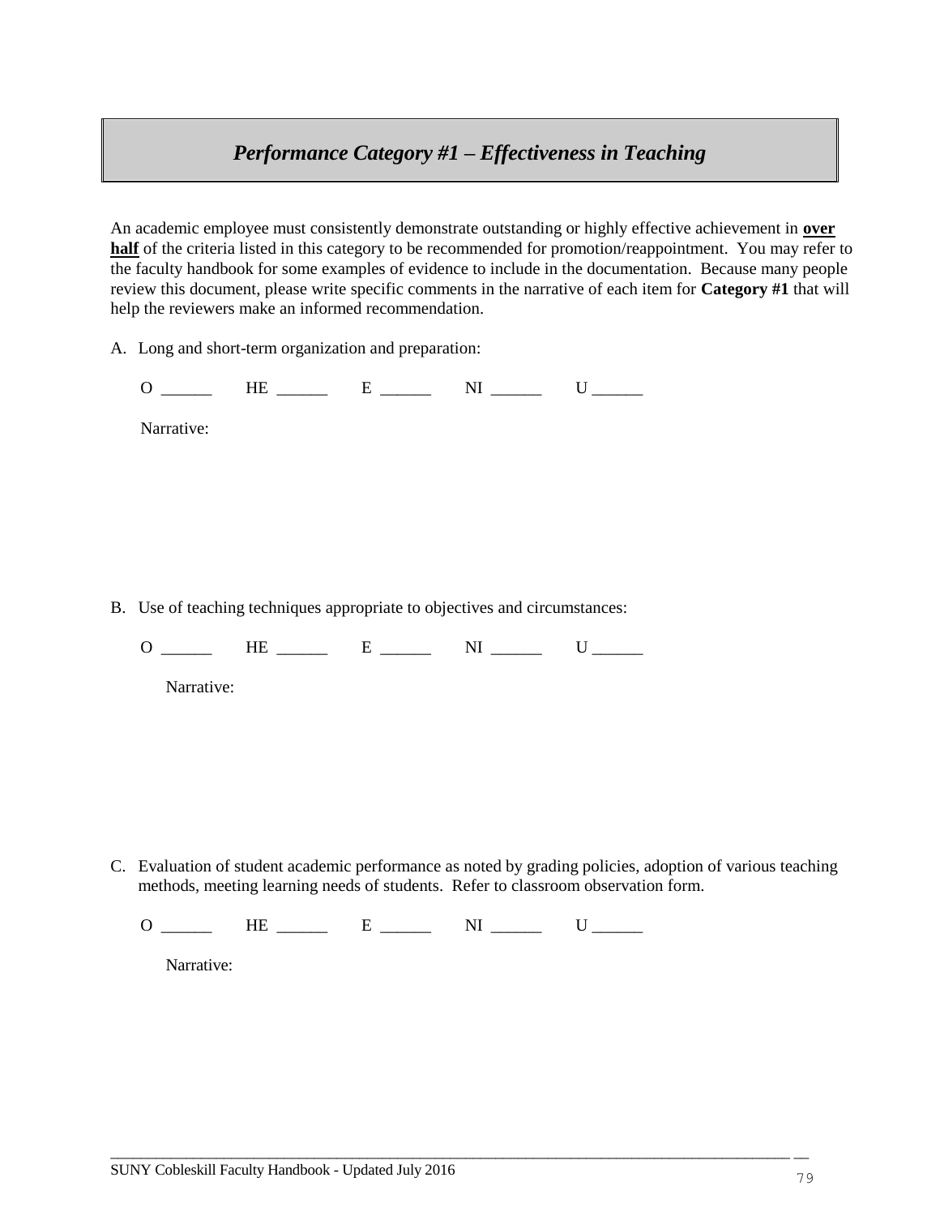## *Performance Category #1 – Effectiveness in Teaching*

An academic employee must consistently demonstrate outstanding or highly effective achievement in **over half** of the criteria listed in this category to be recommended for promotion/reappointment. You may refer to the faculty handbook for some examples of evidence to include in the documentation. Because many people review this document, please write specific comments in the narrative of each item for **Category #1** that will help the reviewers make an informed recommendation.

A. Long and short-term organization and preparation:

O ______ HE ______ E ______ NI ______ U ______

Narrative:

B. Use of teaching techniques appropriate to objectives and circumstances:

O ______ HE ______ E ______ NI ______ U ______

Narrative:

C. Evaluation of student academic performance as noted by grading policies, adoption of various teaching methods, meeting learning needs of students. Refer to classroom observation form.

O ______ HE ______ E ______ NI ______ U ______

Narrative: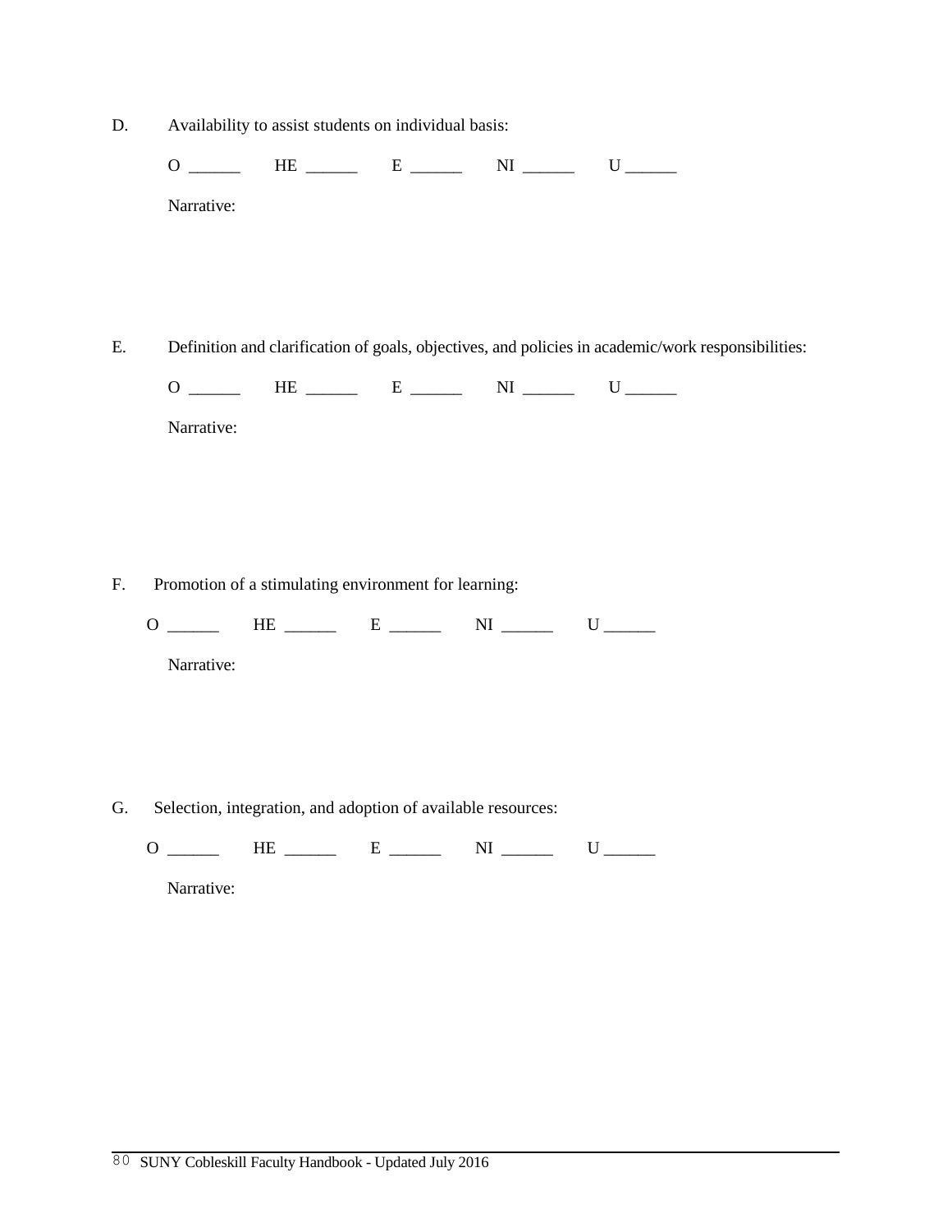D. Availability to assist students on individual basis:

O ______ HE ______ E ______ NI ______ U ______

Narrative:

E. Definition and clarification of goals, objectives, and policies in academic/work responsibilities:

O ______ HE ______ E ______ NI ______ U ______

Narrative:

F. Promotion of a stimulating environment for learning:

O ______ HE ______ E ______ NI ______ U ______

Narrative:

G. Selection, integration, and adoption of available resources:

O ______ HE ______ E ______ NI ______ U ______

Narrative: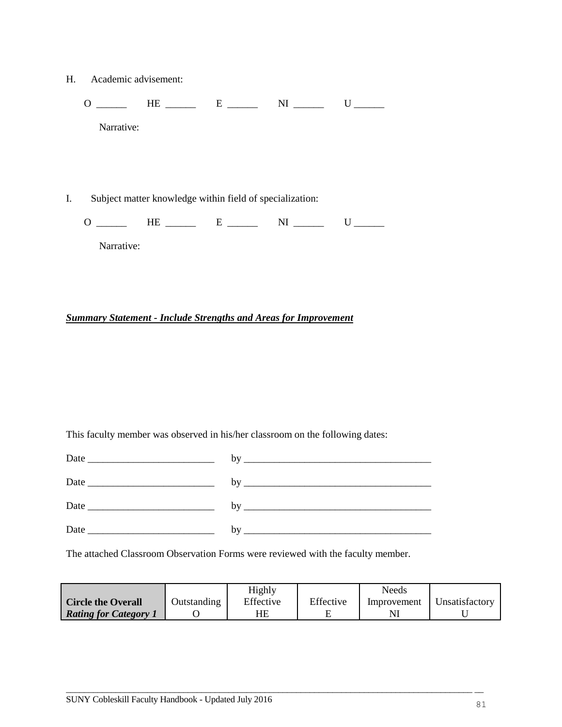H. Academic advisement:

O ______ HE ______ E ______ NI ______ U ______

Narrative:

I. Subject matter knowledge within field of specialization:

O ______ HE ______ E ______ NI ______ U ______

Narrative:

***Summary Statement - Include Strengths and Areas for Improvement***

This faculty member was observed in his/her classroom on the following dates:

Date _________________________ by _____________________________________

Date _________________________ by _____________________________________

Date _________________________ by _____________________________________

Date _________________________ by _____________________________________

The attached Classroom Observation Forms were reviewed with the faculty member.

| **Circle the Overall *Rating for Category 1*** | Outstanding O | Highly Effective HE | Effective E | Needs Improvement NI | Unsatisfactory U |
|---|---|---|---|---|---|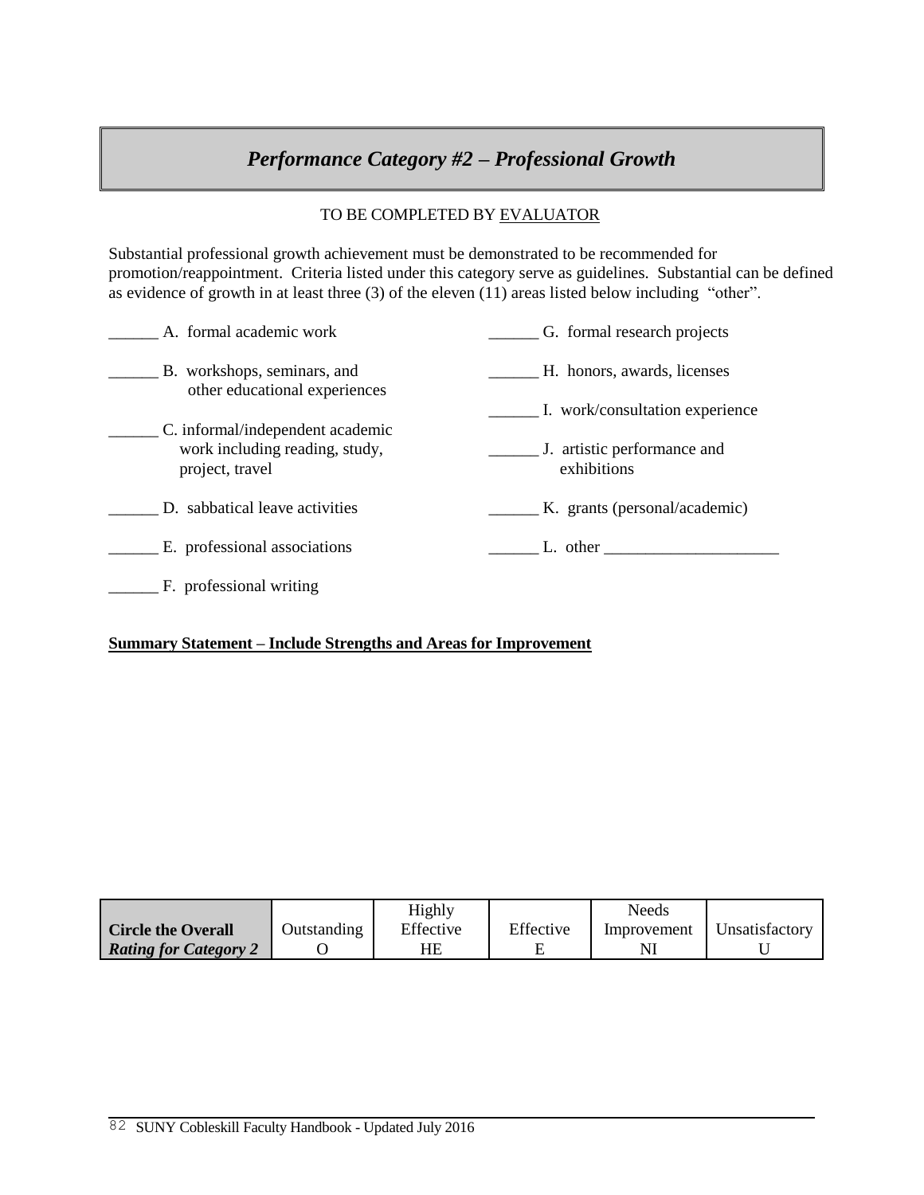# *Performance Category #2 – Professional Growth*

TO BE COMPLETED BY EVALUATOR

Substantial professional growth achievement must be demonstrated to be recommended for promotion/reappointment. Criteria listed under this category serve as guidelines. Substantial can be defined as evidence of growth in at least three (3) of the eleven (11) areas listed below including "other".

______ A. formal academic work

______ B. workshops, seminars, and other educational experiences

______ C. informal/independent academic work including reading, study, project, travel

______ D. sabbatical leave activities

______ E. professional associations

______ F. professional writing

______ G. formal research projects

______ H. honors, awards, licenses

______ I. work/consultation experience

______ J. artistic performance and exhibitions

______ K. grants (personal/academic)

______ L. other ______________________

**Summary Statement – Include Strengths and Areas for Improvement**

| **Circle the Overall *Rating for Category 2*** | Outstanding O | Highly Effective HE | Effective E | Needs Improvement NI | Unsatisfactory U |
|---|---|---|---|---|---|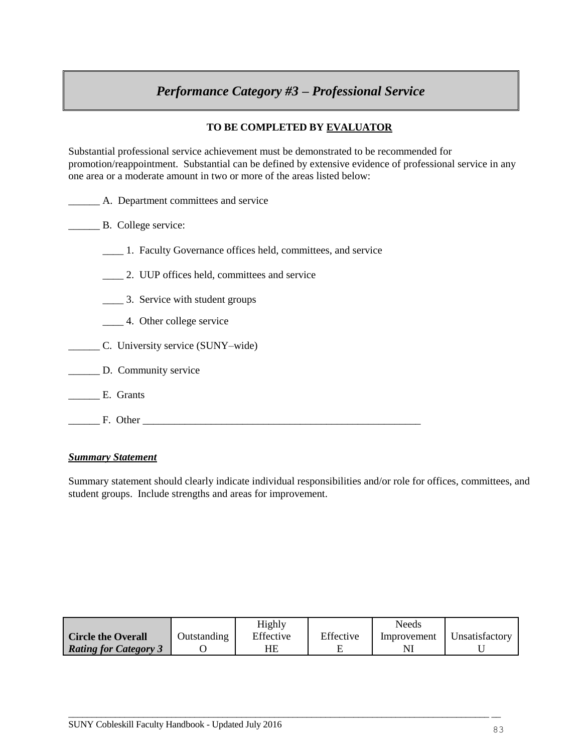# *Performance Category #3 – Professional Service*

**TO BE COMPLETED BY EVALUATOR**

Substantial professional service achievement must be demonstrated to be recommended for promotion/reappointment. Substantial can be defined by extensive evidence of professional service in any one area or a moderate amount in two or more of the areas listed below:

______ A. Department committees and service

______ B. College service:

____ 1. Faculty Governance offices held, committees, and service

____ 2. UUP offices held, committees and service

____ 3. Service with student groups

____ 4. Other college service

______ C. University service (SUNY–wide)

______ D. Community service

______ E. Grants

______ F. Other ________________________________________________________

***Summary Statement***

Summary statement should clearly indicate individual responsibilities and/or role for offices, committees, and student groups. Include strengths and areas for improvement.

| **Circle the Overall *Rating for Category 3*** | Outstanding O | Highly Effective HE | Effective E | Needs Improvement NI | Unsatisfactory U |
|---|---|---|---|---|---|

SUNY Cobleskill Faculty Handbook - Updated July 2016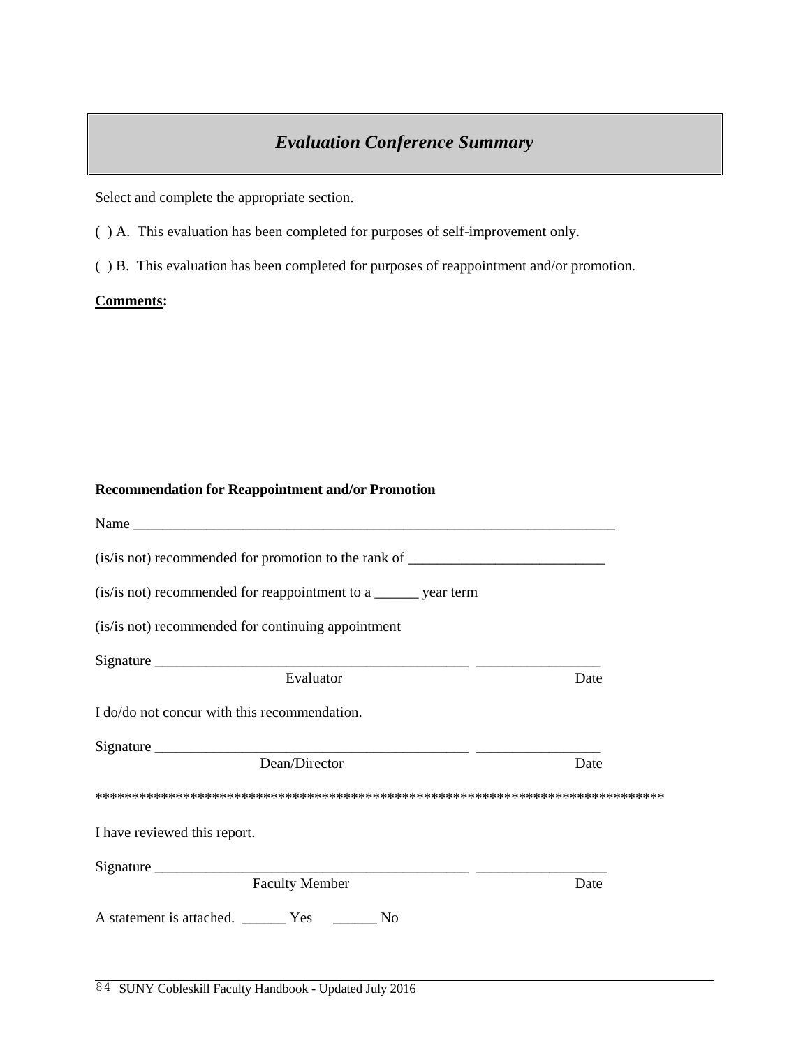## *Evaluation Conference Summary*

Select and complete the appropriate section.

( ) A. This evaluation has been completed for purposes of self-improvement only.

( ) B. This evaluation has been completed for purposes of reappointment and/or promotion.

**Comments:**

**Recommendation for Reappointment and/or Promotion**

Name ____________________________________________________________________

(is/is not) recommended for promotion to the rank of ___________________________

(is/is not) recommended for reappointment to a ______ year term

(is/is not) recommended for continuing appointment

Signature ____________________________________________ _________________
Evaluator Date

I do/do not concur with this recommendation.

Signature ____________________________________________ _________________
Dean/Director Date

*****************************************************************************

I have reviewed this report.

Signature ____________________________________________ __________________
Faculty Member Date

A statement is attached. ______ Yes ______ No